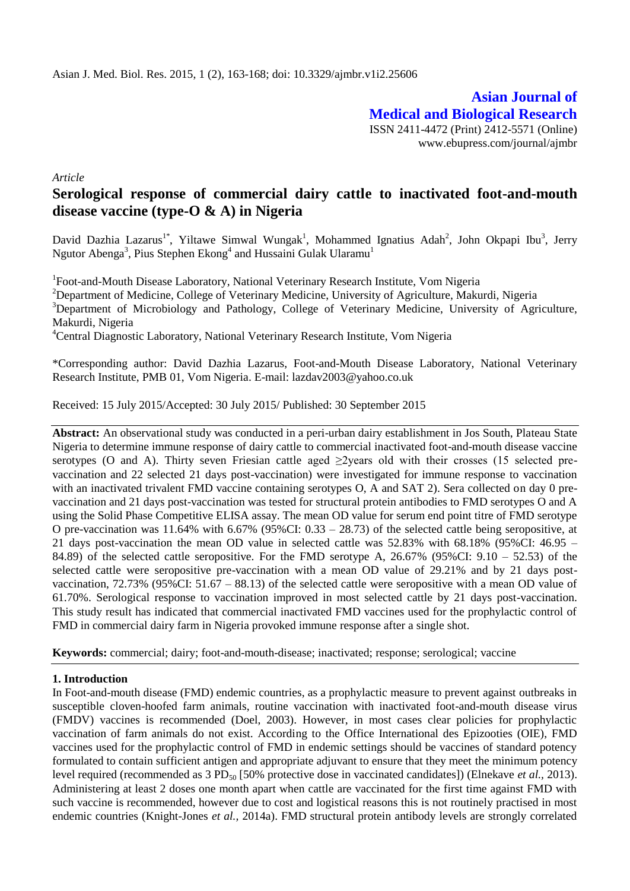Asian J. Med. Biol. Res. 2015, 1 (2), 163-168; doi: 10.3329/ajmbr.v1i2.25606

**Asian Journal of Medical and Biological Research**

ISSN 2411-4472 (Print) 2412-5571 (Online)
www.ebupress.com/journal/ajmbr

*Article*

# Serological response of commercial dairy cattle to inactivated foot-and-mouth disease vaccine (type-O & A) in Nigeria

David Dazhia Lazarus[1*], Yiltawe Simwal Wungak[1], Mohammed Ignatius Adah[2], John Okpapi Ibu[3], Jerry Ngutor Abenga[3], Pius Stephen Ekong[4] and Hussaini Gulak Ularamu[1]

[1]Foot-and-Mouth Disease Laboratory, National Veterinary Research Institute, Vom Nigeria

[2]Department of Medicine, College of Veterinary Medicine, University of Agriculture, Makurdi, Nigeria

[3]Department of Microbiology and Pathology, College of Veterinary Medicine, University of Agriculture, Makurdi, Nigeria

[4]Central Diagnostic Laboratory, National Veterinary Research Institute, Vom Nigeria

*Corresponding author: David Dazhia Lazarus, Foot-and-Mouth Disease Laboratory, National Veterinary Research Institute, PMB 01, Vom Nigeria. E-mail: lazdav2003@yahoo.co.uk

Received: 15 July 2015/Accepted: 30 July 2015/ Published: 30 September 2015

**Abstract:** An observational study was conducted in a peri-urban dairy establishment in Jos South, Plateau State Nigeria to determine immune response of dairy cattle to commercial inactivated foot-and-mouth disease vaccine serotypes (O and A). Thirty seven Friesian cattle aged ≥2years old with their crosses (15 selected pre-vaccination and 22 selected 21 days post-vaccination) were investigated for immune response to vaccination with an inactivated trivalent FMD vaccine containing serotypes O, A and SAT 2). Sera collected on day 0 pre-vaccination and 21 days post-vaccination was tested for structural protein antibodies to FMD serotypes O and A using the Solid Phase Competitive ELISA assay. The mean OD value for serum end point titre of FMD serotype O pre-vaccination was 11.64% with 6.67% (95%CI: 0.33 – 28.73) of the selected cattle being seropositive, at 21 days post-vaccination the mean OD value in selected cattle was 52.83% with 68.18% (95%CI: 46.95 – 84.89) of the selected cattle seropositive. For the FMD serotype A, 26.67% (95%CI: 9.10 – 52.53) of the selected cattle were seropositive pre-vaccination with a mean OD value of 29.21% and by 21 days post-vaccination, 72.73% (95%CI: 51.67 – 88.13) of the selected cattle were seropositive with a mean OD value of 61.70%. Serological response to vaccination improved in most selected cattle by 21 days post-vaccination. This study result has indicated that commercial inactivated FMD vaccines used for the prophylactic control of FMD in commercial dairy farm in Nigeria provoked immune response after a single shot.

**Keywords:** commercial; dairy; foot-and-mouth-disease; inactivated; response; serological; vaccine

## 1. Introduction

In Foot-and-mouth disease (FMD) endemic countries, as a prophylactic measure to prevent against outbreaks in susceptible cloven-hoofed farm animals, routine vaccination with inactivated foot-and-mouth disease virus (FMDV) vaccines is recommended (Doel, 2003). However, in most cases clear policies for prophylactic vaccination of farm animals do not exist. According to the Office International des Epizooties (OIE), FMD vaccines used for the prophylactic control of FMD in endemic settings should be vaccines of standard potency formulated to contain sufficient antigen and appropriate adjuvant to ensure that they meet the minimum potency level required (recommended as 3 $PD_{50}$ [50% protective dose in vaccinated candidates]) (Elnekave *et al.*, 2013). Administering at least 2 doses one month apart when cattle are vaccinated for the first time against FMD with such vaccine is recommended, however due to cost and logistical reasons this is not routinely practised in most endemic countries (Knight-Jones *et al.,* 2014a). FMD structural protein antibody levels are strongly correlated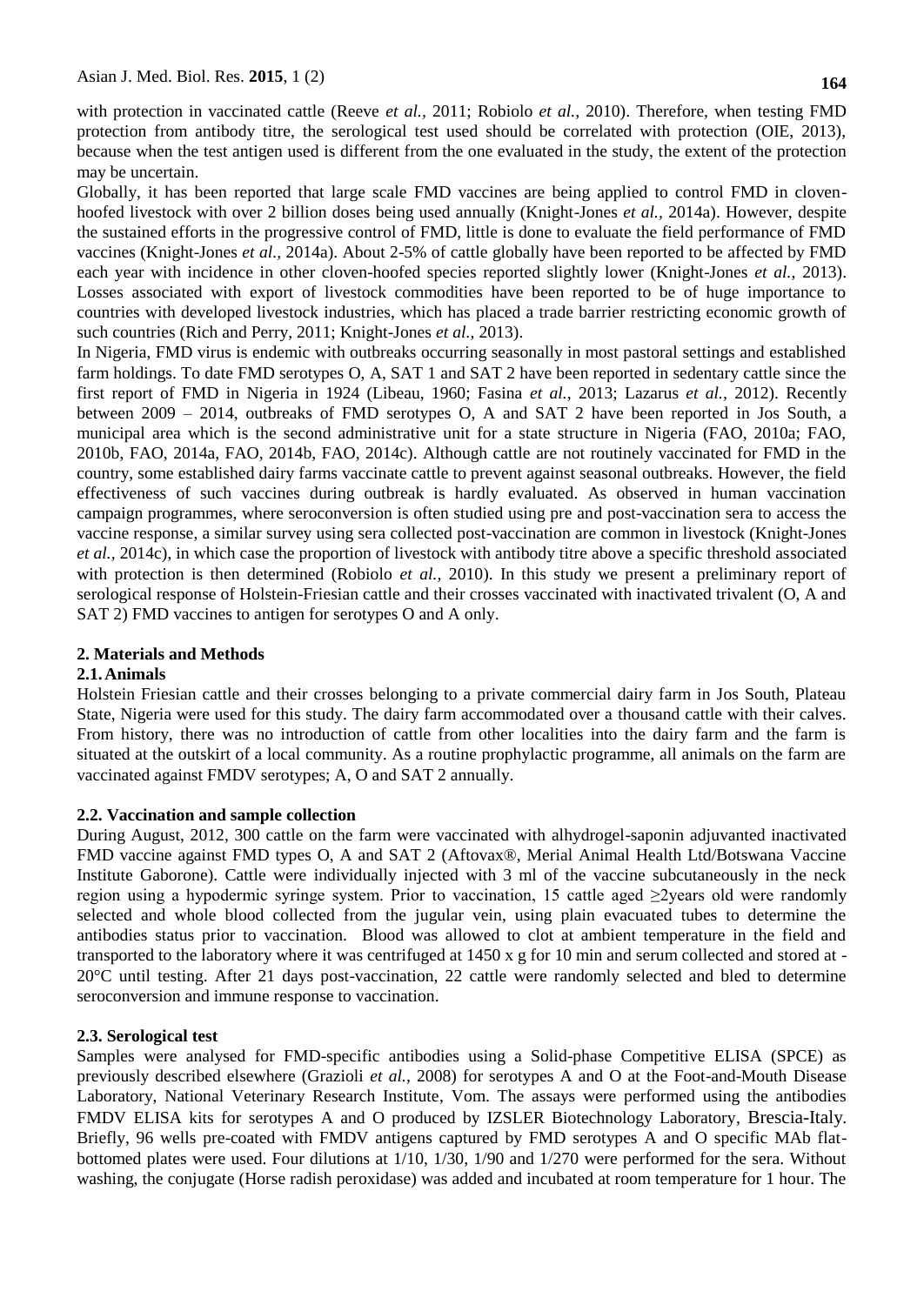with protection in vaccinated cattle (Reeve *et al.,* 2011; Robiolo *et al.,* 2010). Therefore, when testing FMD protection from antibody titre, the serological test used should be correlated with protection (OIE, 2013), because when the test antigen used is different from the one evaluated in the study, the extent of the protection may be uncertain.

Globally, it has been reported that large scale FMD vaccines are being applied to control FMD in cloven-hoofed livestock with over 2 billion doses being used annually (Knight-Jones *et al.,* 2014a). However, despite the sustained efforts in the progressive control of FMD, little is done to evaluate the field performance of FMD vaccines (Knight-Jones *et al.,* 2014a). About 2-5% of cattle globally have been reported to be affected by FMD each year with incidence in other cloven-hoofed species reported slightly lower (Knight-Jones *et al.,* 2013). Losses associated with export of livestock commodities have been reported to be of huge importance to countries with developed livestock industries, which has placed a trade barrier restricting economic growth of such countries (Rich and Perry, 2011; Knight-Jones *et al.,* 2013).

In Nigeria, FMD virus is endemic with outbreaks occurring seasonally in most pastoral settings and established farm holdings. To date FMD serotypes O, A, SAT 1 and SAT 2 have been reported in sedentary cattle since the first report of FMD in Nigeria in 1924 (Libeau, 1960; Fasina *et al.,* 2013; Lazarus *et al.,* 2012). Recently between 2009 – 2014, outbreaks of FMD serotypes O, A and SAT 2 have been reported in Jos South, a municipal area which is the second administrative unit for a state structure in Nigeria (FAO, 2010a; FAO, 2010b, FAO, 2014a, FAO, 2014b, FAO, 2014c). Although cattle are not routinely vaccinated for FMD in the country, some established dairy farms vaccinate cattle to prevent against seasonal outbreaks. However, the field effectiveness of such vaccines during outbreak is hardly evaluated. As observed in human vaccination campaign programmes, where seroconversion is often studied using pre and post-vaccination sera to access the vaccine response, a similar survey using sera collected post-vaccination are common in livestock (Knight-Jones *et al.,* 2014c), in which case the proportion of livestock with antibody titre above a specific threshold associated with protection is then determined (Robiolo *et al.,* 2010). In this study we present a preliminary report of serological response of Holstein-Friesian cattle and their crosses vaccinated with inactivated trivalent (O, A and SAT 2) FMD vaccines to antigen for serotypes O and A only.

## 2. Materials and Methods

### 2.1. Animals

Holstein Friesian cattle and their crosses belonging to a private commercial dairy farm in Jos South, Plateau State, Nigeria were used for this study. The dairy farm accommodated over a thousand cattle with their calves. From history, there was no introduction of cattle from other localities into the dairy farm and the farm is situated at the outskirt of a local community. As a routine prophylactic programme, all animals on the farm are vaccinated against FMDV serotypes; A, O and SAT 2 annually.

### 2.2. Vaccination and sample collection

During August, 2012, 300 cattle on the farm were vaccinated with alhydrogel-saponin adjuvanted inactivated FMD vaccine against FMD types O, A and SAT 2 (Aftovax®, Merial Animal Health Ltd/Botswana Vaccine Institute Gaborone). Cattle were individually injected with 3 ml of the vaccine subcutaneously in the neck region using a hypodermic syringe system. Prior to vaccination, 15 cattle aged ≥2years old were randomly selected and whole blood collected from the jugular vein, using plain evacuated tubes to determine the antibodies status prior to vaccination. Blood was allowed to clot at ambient temperature in the field and transported to the laboratory where it was centrifuged at 1450 x g for 10 min and serum collected and stored at -20°C until testing. After 21 days post-vaccination, 22 cattle were randomly selected and bled to determine seroconversion and immune response to vaccination.

### 2.3. Serological test

Samples were analysed for FMD-specific antibodies using a Solid-phase Competitive ELISA (SPCE) as previously described elsewhere (Grazioli *et al.,* 2008) for serotypes A and O at the Foot-and-Mouth Disease Laboratory, National Veterinary Research Institute, Vom. The assays were performed using the antibodies FMDV ELISA kits for serotypes A and O produced by IZSLER Biotechnology Laboratory, Brescia-Italy. Briefly, 96 wells pre-coated with FMDV antigens captured by FMD serotypes A and O specific MAb flat-bottomed plates were used. Four dilutions at 1/10, 1/30, 1/90 and 1/270 were performed for the sera. Without washing, the conjugate (Horse radish peroxidase) was added and incubated at room temperature for 1 hour. The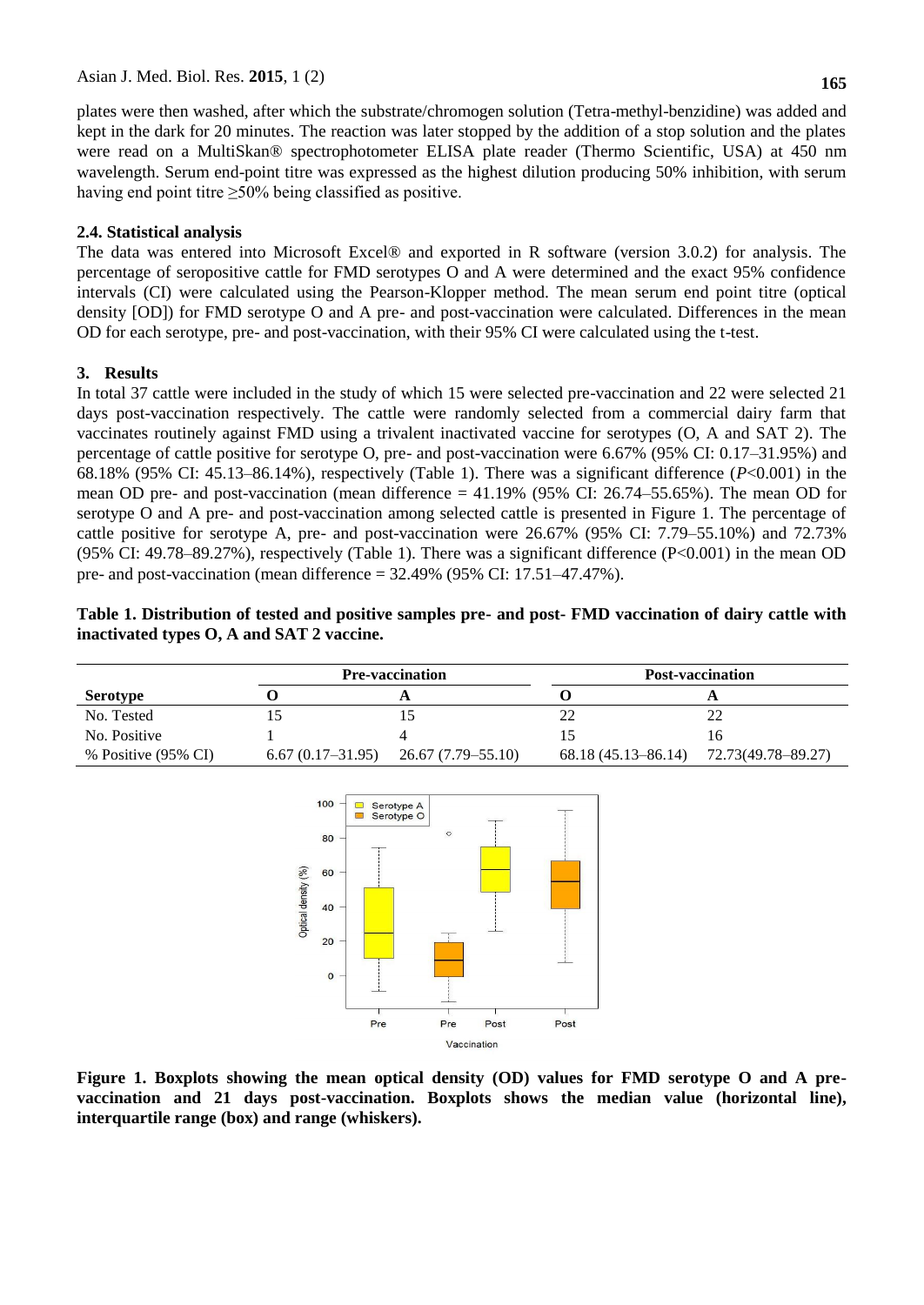plates were then washed, after which the substrate/chromogen solution (Tetra-methyl-benzidine) was added and kept in the dark for 20 minutes. The reaction was later stopped by the addition of a stop solution and the plates were read on a MultiSkan® spectrophotometer ELISA plate reader (Thermo Scientific, USA) at 450 nm wavelength. Serum end-point titre was expressed as the highest dilution producing 50% inhibition, with serum having end point titre ≥50% being classified as positive.

### 2.4. Statistical analysis

The data was entered into Microsoft Excel® and exported in R software (version 3.0.2) for analysis. The percentage of seropositive cattle for FMD serotypes O and A were determined and the exact 95% confidence intervals (CI) were calculated using the Pearson-Klopper method. The mean serum end point titre (optical density [OD]) for FMD serotype O and A pre- and post-vaccination were calculated. Differences in the mean OD for each serotype, pre- and post-vaccination, with their 95% CI were calculated using the t-test.

## 3. Results

In total 37 cattle were included in the study of which 15 were selected pre-vaccination and 22 were selected 21 days post-vaccination respectively. The cattle were randomly selected from a commercial dairy farm that vaccinates routinely against FMD using a trivalent inactivated vaccine for serotypes (O, A and SAT 2). The percentage of cattle positive for serotype O, pre- and post-vaccination were 6.67% (95% CI: 0.17–31.95%) and 68.18% (95% CI: 45.13–86.14%), respectively (Table 1). There was a significant difference ($P<0.001$) in the mean OD pre- and post-vaccination (mean difference = 41.19% (95% CI: 26.74–55.65%). The mean OD for serotype O and A pre- and post-vaccination among selected cattle is presented in Figure 1. The percentage of cattle positive for serotype A, pre- and post-vaccination were 26.67% (95% CI: 7.79–55.10%) and 72.73% (95% CI: 49.78–89.27%), respectively (Table 1). There was a significant difference ($P<0.001$) in the mean OD pre- and post-vaccination (mean difference = 32.49% (95% CI: 17.51–47.47%).

**Table 1. Distribution of tested and positive samples pre- and post- FMD vaccination of dairy cattle with inactivated types O, A and SAT 2 vaccine.**

| | Pre-vaccination | | Post-vaccination | |
|---|---|---|---|---|
| **Serotype** | **O** | **A** | **O** | **A** |
| No. Tested | 15 | 15 | 22 | 22 |
| No. Positive | 1 | 4 | 15 | 16 |
| % Positive (95% CI) | 6.67 (0.17–31.95) | 26.67 (7.79–55.10) | 68.18 (45.13–86.14) | 72.73(49.78–89.27) |

**Figure 1. Boxplots showing the mean optical density (OD) values for FMD serotype O and A pre-vaccination and 21 days post-vaccination. Boxplots shows the median value (horizontal line), interquartile range (box) and range (whiskers).**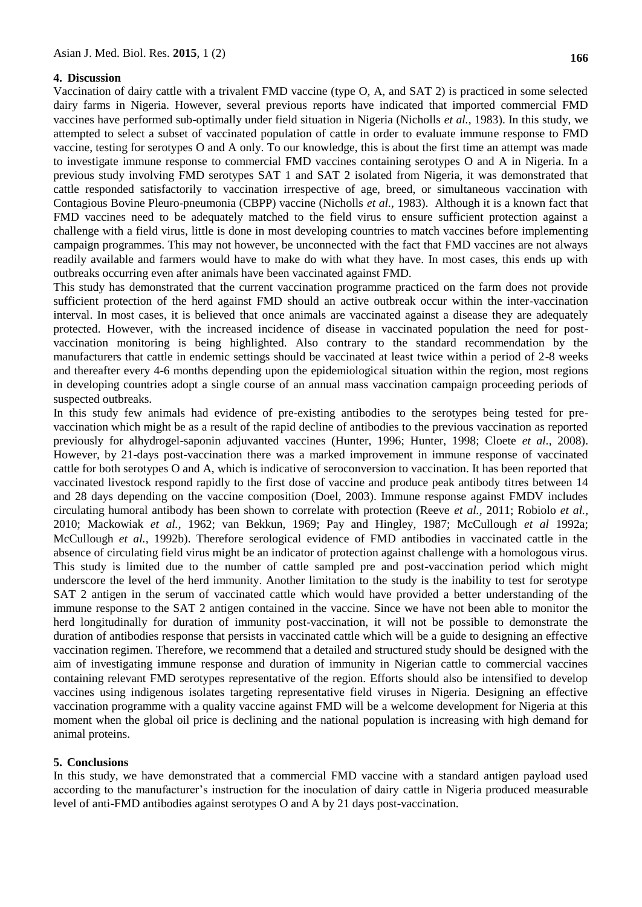## 4. Discussion

Vaccination of dairy cattle with a trivalent FMD vaccine (type O, A, and SAT 2) is practiced in some selected dairy farms in Nigeria. However, several previous reports have indicated that imported commercial FMD vaccines have performed sub-optimally under field situation in Nigeria (Nicholls *et al.,* 1983). In this study, we attempted to select a subset of vaccinated population of cattle in order to evaluate immune response to FMD vaccine, testing for serotypes O and A only. To our knowledge, this is about the first time an attempt was made to investigate immune response to commercial FMD vaccines containing serotypes O and A in Nigeria. In a previous study involving FMD serotypes SAT 1 and SAT 2 isolated from Nigeria, it was demonstrated that cattle responded satisfactorily to vaccination irrespective of age, breed, or simultaneous vaccination with Contagious Bovine Pleuro-pneumonia (CBPP) vaccine (Nicholls *et al.,* 1983). Although it is a known fact that FMD vaccines need to be adequately matched to the field virus to ensure sufficient protection against a challenge with a field virus, little is done in most developing countries to match vaccines before implementing campaign programmes. This may not however, be unconnected with the fact that FMD vaccines are not always readily available and farmers would have to make do with what they have. In most cases, this ends up with outbreaks occurring even after animals have been vaccinated against FMD.

This study has demonstrated that the current vaccination programme practiced on the farm does not provide sufficient protection of the herd against FMD should an active outbreak occur within the inter-vaccination interval. In most cases, it is believed that once animals are vaccinated against a disease they are adequately protected. However, with the increased incidence of disease in vaccinated population the need for post-vaccination monitoring is being highlighted. Also contrary to the standard recommendation by the manufacturers that cattle in endemic settings should be vaccinated at least twice within a period of 2-8 weeks and thereafter every 4-6 months depending upon the epidemiological situation within the region, most regions in developing countries adopt a single course of an annual mass vaccination campaign proceeding periods of suspected outbreaks.

In this study few animals had evidence of pre-existing antibodies to the serotypes being tested for pre-vaccination which might be as a result of the rapid decline of antibodies to the previous vaccination as reported previously for alhydrogel-saponin adjuvanted vaccines (Hunter, 1996; Hunter, 1998; Cloete *et al.,* 2008). However, by 21-days post-vaccination there was a marked improvement in immune response of vaccinated cattle for both serotypes O and A, which is indicative of seroconversion to vaccination. It has been reported that vaccinated livestock respond rapidly to the first dose of vaccine and produce peak antibody titres between 14 and 28 days depending on the vaccine composition (Doel, 2003). Immune response against FMDV includes circulating humoral antibody has been shown to correlate with protection (Reeve *et al.,* 2011; Robiolo *et al.,* 2010; Mackowiak *et al.,* 1962; van Bekkun, 1969; Pay and Hingley, 1987; McCullough *et al* 1992a; McCullough *et al.,* 1992b). Therefore serological evidence of FMD antibodies in vaccinated cattle in the absence of circulating field virus might be an indicator of protection against challenge with a homologous virus. This study is limited due to the number of cattle sampled pre and post-vaccination period which might underscore the level of the herd immunity. Another limitation to the study is the inability to test for serotype SAT 2 antigen in the serum of vaccinated cattle which would have provided a better understanding of the immune response to the SAT 2 antigen contained in the vaccine. Since we have not been able to monitor the herd longitudinally for duration of immunity post-vaccination, it will not be possible to demonstrate the duration of antibodies response that persists in vaccinated cattle which will be a guide to designing an effective vaccination regimen. Therefore, we recommend that a detailed and structured study should be designed with the aim of investigating immune response and duration of immunity in Nigerian cattle to commercial vaccines containing relevant FMD serotypes representative of the region. Efforts should also be intensified to develop vaccines using indigenous isolates targeting representative field viruses in Nigeria. Designing an effective vaccination programme with a quality vaccine against FMD will be a welcome development for Nigeria at this moment when the global oil price is declining and the national population is increasing with high demand for animal proteins.

## 5. Conclusions

In this study, we have demonstrated that a commercial FMD vaccine with a standard antigen payload used according to the manufacturer's instruction for the inoculation of dairy cattle in Nigeria produced measurable level of anti-FMD antibodies against serotypes O and A by 21 days post-vaccination.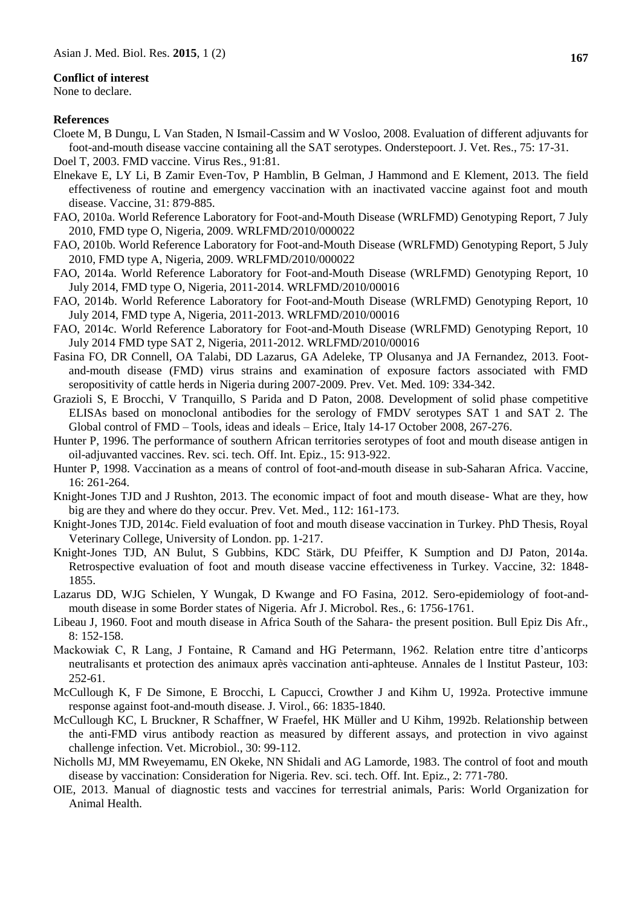**Conflict of interest**

None to declare.

**References**

Cloete M, B Dungu, L Van Staden, N Ismail-Cassim and W Vosloo, 2008. Evaluation of different adjuvants for foot-and-mouth disease vaccine containing all the SAT serotypes. Onderstepoort. J. Vet. Res., 75: 17-31.

Doel T, 2003. FMD vaccine. Virus Res., 91:81.

Elnekave E, LY Li, B Zamir Even-Tov, P Hamblin, B Gelman, J Hammond and E Klement, 2013. The field effectiveness of routine and emergency vaccination with an inactivated vaccine against foot and mouth disease. Vaccine, 31: 879-885.

FAO, 2010a. World Reference Laboratory for Foot-and-Mouth Disease (WRLFMD) Genotyping Report, 7 July 2010, FMD type O, Nigeria, 2009. WRLFMD/2010/000022

FAO, 2010b. World Reference Laboratory for Foot-and-Mouth Disease (WRLFMD) Genotyping Report, 5 July 2010, FMD type A, Nigeria, 2009. WRLFMD/2010/000022

FAO, 2014a. World Reference Laboratory for Foot-and-Mouth Disease (WRLFMD) Genotyping Report, 10 July 2014, FMD type O, Nigeria, 2011-2014. WRLFMD/2010/00016

FAO, 2014b. World Reference Laboratory for Foot-and-Mouth Disease (WRLFMD) Genotyping Report, 10 July 2014, FMD type A, Nigeria, 2011-2013. WRLFMD/2010/00016

FAO, 2014c. World Reference Laboratory for Foot-and-Mouth Disease (WRLFMD) Genotyping Report, 10 July 2014 FMD type SAT 2, Nigeria, 2011-2012. WRLFMD/2010/00016

Fasina FO, DR Connell, OA Talabi, DD Lazarus, GA Adeleke, TP Olusanya and JA Fernandez, 2013. Foot-and-mouth disease (FMD) virus strains and examination of exposure factors associated with FMD seropositivity of cattle herds in Nigeria during 2007-2009. Prev. Vet. Med. 109: 334-342.

Grazioli S, E Brocchi, V Tranquillo, S Parida and D Paton, 2008. Development of solid phase competitive ELISAs based on monoclonal antibodies for the serology of FMDV serotypes SAT 1 and SAT 2. The Global control of FMD – Tools, ideas and ideals – Erice, Italy 14-17 October 2008, 267-276.

Hunter P, 1996. The performance of southern African territories serotypes of foot and mouth disease antigen in oil-adjuvanted vaccines. Rev. sci. tech. Off. Int. Epiz., 15: 913-922.

Hunter P, 1998. Vaccination as a means of control of foot-and-mouth disease in sub-Saharan Africa. Vaccine, 16: 261-264.

Knight-Jones TJD and J Rushton, 2013. The economic impact of foot and mouth disease- What are they, how big are they and where do they occur. Prev. Vet. Med., 112: 161-173.

Knight-Jones TJD, 2014c. Field evaluation of foot and mouth disease vaccination in Turkey. PhD Thesis, Royal Veterinary College, University of London. pp. 1-217.

Knight-Jones TJD, AN Bulut, S Gubbins, KDC Stärk, DU Pfeiffer, K Sumption and DJ Paton, 2014a. Retrospective evaluation of foot and mouth disease vaccine effectiveness in Turkey. Vaccine, 32: 1848-1855.

Lazarus DD, WJG Schielen, Y Wungak, D Kwange and FO Fasina, 2012. Sero-epidemiology of foot-and-mouth disease in some Border states of Nigeria. Afr J. Microbol. Res., 6: 1756-1761.

Libeau J, 1960. Foot and mouth disease in Africa South of the Sahara- the present position. Bull Epiz Dis Afr., 8: 152-158.

Mackowiak C, R Lang, J Fontaine, R Camand and HG Petermann, 1962. Relation entre titre d'anticorps neutralisants et protection des animaux après vaccination anti-aphteuse. Annales de l Institut Pasteur, 103: 252-61.

McCullough K, F De Simone, E Brocchi, L Capucci, Crowther J and Kihm U, 1992a. Protective immune response against foot-and-mouth disease. J. Virol., 66: 1835-1840.

McCullough KC, L Bruckner, R Schaffner, W Fraefel, HK Müller and U Kihm, 1992b. Relationship between the anti-FMD virus antibody reaction as measured by different assays, and protection in vivo against challenge infection. Vet. Microbiol., 30: 99-112.

Nicholls MJ, MM Rweyemamu, EN Okeke, NN Shidali and AG Lamorde, 1983. The control of foot and mouth disease by vaccination: Consideration for Nigeria. Rev. sci. tech. Off. Int. Epiz., 2: 771-780.

OIE, 2013. Manual of diagnostic tests and vaccines for terrestrial animals, Paris: World Organization for Animal Health.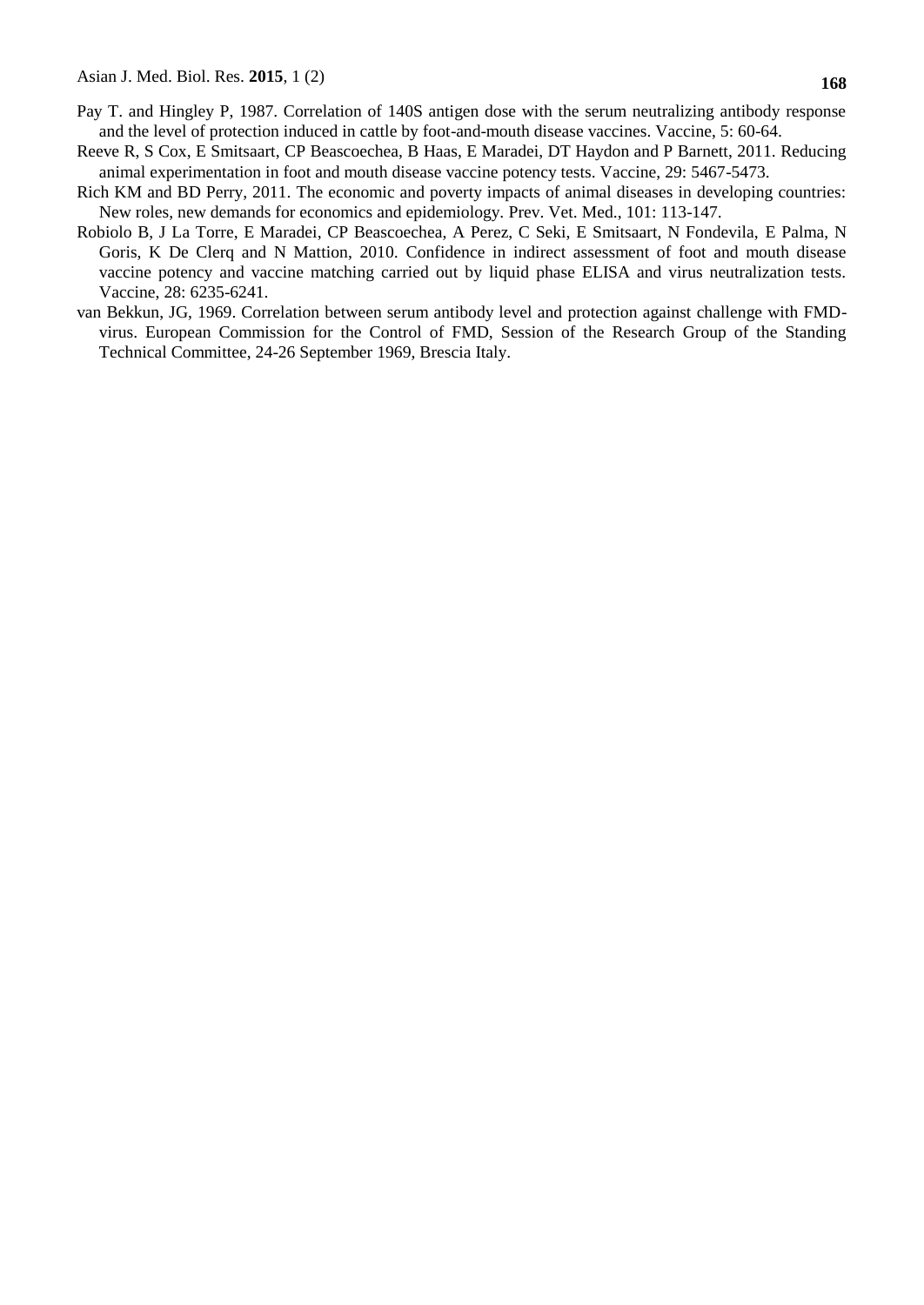Pay T. and Hingley P, 1987. Correlation of 140S antigen dose with the serum neutralizing antibody response and the level of protection induced in cattle by foot-and-mouth disease vaccines. Vaccine, 5: 60-64.

Reeve R, S Cox, E Smitsaart, CP Beascoechea, B Haas, E Maradei, DT Haydon and P Barnett, 2011. Reducing animal experimentation in foot and mouth disease vaccine potency tests. Vaccine, 29: 5467-5473.

Rich KM and BD Perry, 2011. The economic and poverty impacts of animal diseases in developing countries: New roles, new demands for economics and epidemiology. Prev. Vet. Med., 101: 113-147.

Robiolo B, J La Torre, E Maradei, CP Beascoechea, A Perez, C Seki, E Smitsaart, N Fondevila, E Palma, N Goris, K De Clerq and N Mattion, 2010. Confidence in indirect assessment of foot and mouth disease vaccine potency and vaccine matching carried out by liquid phase ELISA and virus neutralization tests. Vaccine, 28: 6235-6241.

van Bekkun, JG, 1969. Correlation between serum antibody level and protection against challenge with FMD-virus. European Commission for the Control of FMD, Session of the Research Group of the Standing Technical Committee, 24-26 September 1969, Brescia Italy.